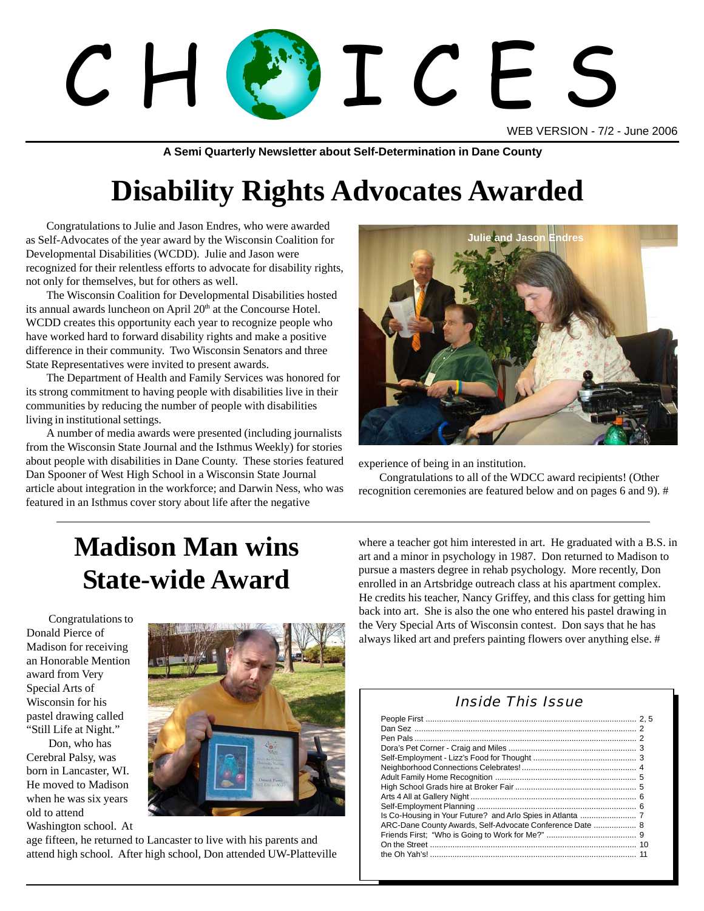// CHOICES

WEB VERSION - 7/2 - June 2006

**A Semi Quarterly Newsletter about Self-Determination in Dane County**

# Disability Rights Advocates Awarded

Congratulations to Julie and Jason Endres, who were awarded as Self-Advocates of the year award by the Wisconsin Coalition for Developmental Disabilities (WCDD). Julie and Jason were recognized for their relentless efforts to advocate for disability rights, not only for themselves, but for others as well.

The Wisconsin Coalition for Developmental Disabilities hosted its annual awards luncheon on April 20th at the Concourse Hotel. WCDD creates this opportunity each year to recognize people who have worked hard to forward disability rights and make a positive difference in their community. Two Wisconsin Senators and three State Representatives were invited to present awards.

The Department of Health and Family Services was honored for its strong commitment to having people with disabilities live in their communities by reducing the number of people with disabilities living in institutional settings.

A number of media awards were presented (including journalists from the Wisconsin State Journal and the Isthmus Weekly) for stories about people with disabilities in Dane County. These stories featured Dan Spooner of West High School in a Wisconsin State Journal article about integration in the workforce; and Darwin Ness, who was featured in an Isthmus cover story about life after the negative experience of being in an institution.

Julie and Jason Endres

Congratulations to all of the WDCC award recipients! (Other recognition ceremonies are featured below and on pages 6 and 9). #

# Madison Man wins State-wide Award

Congratulations to Donald Pierce of Madison for receiving an Honorable Mention award from Very Special Arts of Wisconsin for his pastel drawing called "Still Life at Night."

Don, who has Cerebral Palsy, was born in Lancaster, WI. He moved to Madison when he was six years old to attend Washington school. At age fifteen, he returned to Lancaster to live with his parents and attend high school. After high school, Don attended UW-Platteville where a teacher got him interested in art. He graduated with a B.S. in art and a minor in psychology in 1987. Don returned to Madison to pursue a masters degree in rehab psychology. More recently, Don enrolled in an Artsbridge outreach class at his apartment complex. He credits his teacher, Nancy Griffey, and this class for getting him back into art. She is also the one who entered his pastel drawing in the Very Special Arts of Wisconsin contest. Don says that he has always liked art and prefers painting flowers over anything else. #

## Inside This Issue

| | |
|---|---|
| People First | 2, 5 |
| Dan Sez | 2 |
| Pen Pals | 2 |
| Dora's Pet Corner - Craig and Miles | 3 |
| Self-Employment - Lizz's Food for Thought | 3 |
| Neighborhood Connections Celebrates! | 4 |
| Adult Family Home Recognition | 5 |
| High School Grads hire at Broker Fair | 5 |
| Arts 4 All at Gallery Night | 6 |
| Self-Employment Planning | 6 |
| Is Co-Housing in Your Future? and Arlo Spies in Atlanta | 7 |
| ARC-Dane County Awards, Self-Advocate Conference Date | 8 |
| Friends First; "Who is Going to Work for Me?" | 9 |
| On the Street | 10 |
| the Oh Yah's! | 11 |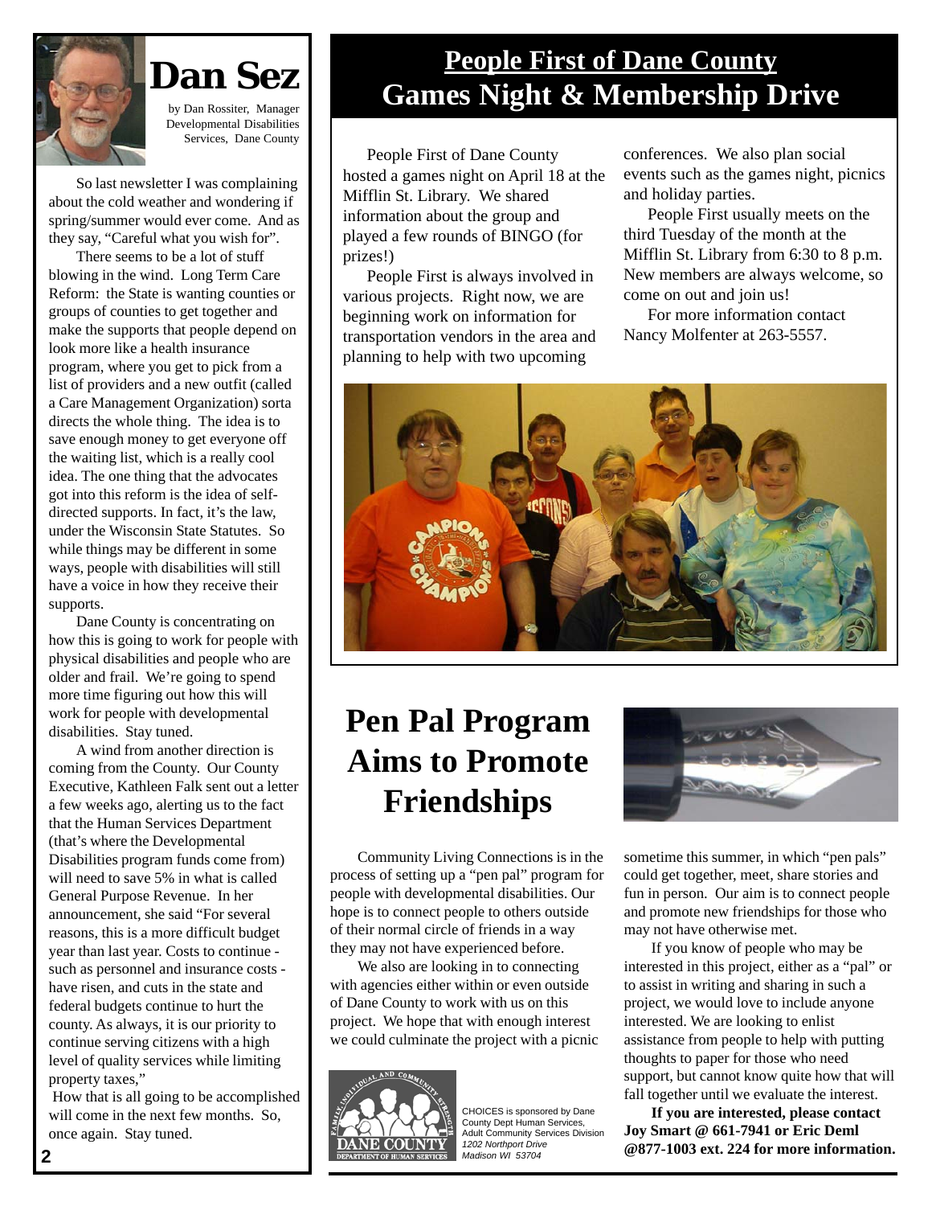# Dan Sez

by Dan Rossiter, Manager Developmental Disabilities Services, Dane County

So last newsletter I was complaining about the cold weather and wondering if spring/summer would ever come. And as they say, "Careful what you wish for".

There seems to be a lot of stuff blowing in the wind. Long Term Care Reform: the State is wanting counties or groups of counties to get together and make the supports that people depend on look more like a health insurance program, where you get to pick from a list of providers and a new outfit (called a Care Management Organization) sorta directs the whole thing. The idea is to save enough money to get everyone off the waiting list, which is a really cool idea. The one thing that the advocates got into this reform is the idea of self-directed supports. In fact, it's the law, under the Wisconsin State Statutes. So while things may be different in some ways, people with disabilities will still have a voice in how they receive their supports.

Dane County is concentrating on how this is going to work for people with physical disabilities and people who are older and frail. We're going to spend more time figuring out how this will work for people with developmental disabilities. Stay tuned.

A wind from another direction is coming from the County. Our County Executive, Kathleen Falk sent out a letter a few weeks ago, alerting us to the fact that the Human Services Department (that's where the Developmental Disabilities program funds come from) will need to save 5% in what is called General Purpose Revenue. In her announcement, she said "For several reasons, this is a more difficult budget year than last year. Costs to continue - such as personnel and insurance costs - have risen, and cuts in the state and federal budgets continue to hurt the county. As always, it is our priority to continue serving citizens with a high level of quality services while limiting property taxes,"

How that is all going to be accomplished will come in the next few months. So, once again. Stay tuned.

## People First of Dane County Games Night & Membership Drive

People First of Dane County hosted a games night on April 18 at the Mifflin St. Library. We shared information about the group and played a few rounds of BINGO (for prizes!)

People First is always involved in various projects. Right now, we are beginning work on information for transportation vendors in the area and planning to help with two upcoming conferences. We also plan social events such as the games night, picnics and holiday parties.

People First usually meets on the third Tuesday of the month at the Mifflin St. Library from 6:30 to 8 p.m. New members are always welcome, so come on out and join us!

For more information contact Nancy Molfenter at 263-5557.

# Pen Pal Program Aims to Promote Friendships

Community Living Connections is in the process of setting up a "pen pal" program for people with developmental disabilities. Our hope is to connect people to others outside of their normal circle of friends in a way they may not have experienced before.

We also are looking in to connecting with agencies either within or even outside of Dane County to work with us on this project. We hope that with enough interest we could culminate the project with a picnic sometime this summer, in which "pen pals" could get together, meet, share stories and fun in person. Our aim is to connect people and promote new friendships for those who may not have otherwise met.

If you know of people who may be interested in this project, either as a "pal" or to assist in writing and sharing in such a project, we would love to include anyone interested. We are looking to enlist assistance from people to help with putting thoughts to paper for those who need support, but cannot know quite how that will fall together until we evaluate the interest.

**If you are interested, please contact Joy Smart @ 661-7941 or Eric Deml @877-1003 ext. 224 for more information.**

CHOICES is sponsored by Dane County Dept Human Services, Adult Community Services Division
*1202 Northport Drive*
*Madison WI 53704*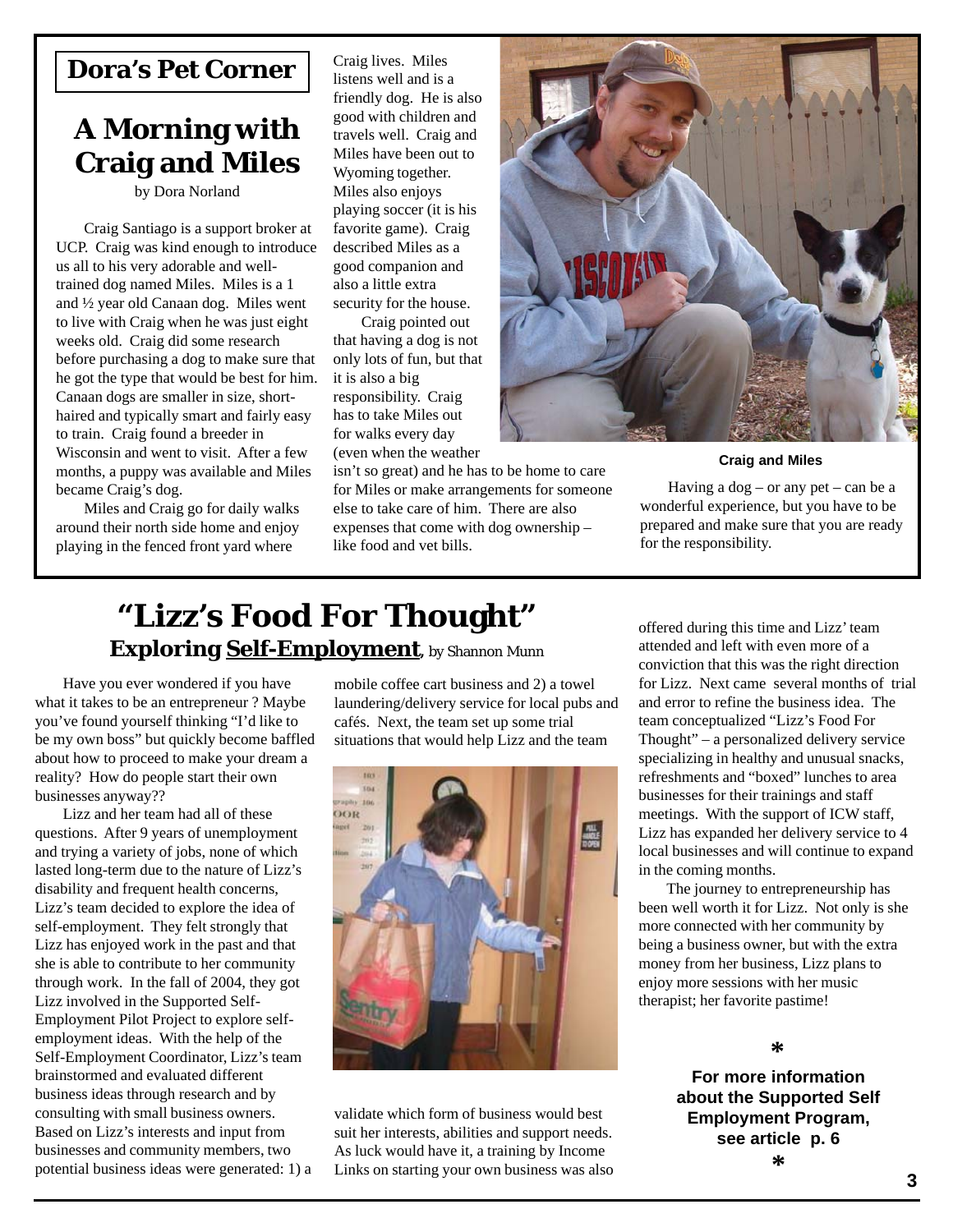## Dora's Pet Corner

# A Morning with Craig and Miles

by Dora Norland

Craig Santiago is a support broker at UCP. Craig was kind enough to introduce us all to his very adorable and well-trained dog named Miles. Miles is a 1 and ½ year old Canaan dog. Miles went to live with Craig when he was just eight weeks old. Craig did some research before purchasing a dog to make sure that he got the type that would be best for him. Canaan dogs are smaller in size, short-haired and typically smart and fairly easy to train. Craig found a breeder in Wisconsin and went to visit. After a few months, a puppy was available and Miles became Craig's dog.

Miles and Craig go for daily walks around their north side home and enjoy playing in the fenced front yard where Craig lives. Miles listens well and is a friendly dog. He is also good with children and travels well. Craig and Miles have been out to Wyoming together. Miles also enjoys playing soccer (it is his favorite game). Craig described Miles as a good companion and also a little extra security for the house.

Craig pointed out that having a dog is not only lots of fun, but that it is also a big responsibility. Craig has to take Miles out for walks every day (even when the weather isn't so great) and he has to be home to care for Miles or make arrangements for someone else to take care of him. There are also expenses that come with dog ownership – like food and vet bills.

**Craig and Miles**

Having a dog – or any pet – can be a wonderful experience, but you have to be prepared and make sure that you are ready for the responsibility.

# "Lizz's Food For Thought"

## Exploring Self-Employment, by Shannon Munn

Have you ever wondered if you have what it takes to be an entrepreneur ? Maybe you've found yourself thinking "I'd like to be my own boss" but quickly become baffled about how to proceed to make your dream a reality? How do people start their own businesses anyway??

Lizz and her team had all of these questions. After 9 years of unemployment and trying a variety of jobs, none of which lasted long-term due to the nature of Lizz's disability and frequent health concerns, Lizz's team decided to explore the idea of self-employment. They felt strongly that Lizz has enjoyed work in the past and that she is able to contribute to her community through work. In the fall of 2004, they got Lizz involved in the Supported Self-Employment Pilot Project to explore self-employment ideas. With the help of the Self-Employment Coordinator, Lizz's team brainstormed and evaluated different business ideas through research and by consulting with small business owners. Based on Lizz's interests and input from businesses and community members, two potential business ideas were generated: 1) a mobile coffee cart business and 2) a towel laundering/delivery service for local pubs and cafés. Next, the team set up some trial situations that would help Lizz and the team validate which form of business would best suit her interests, abilities and support needs. As luck would have it, a training by Income Links on starting your own business was also offered during this time and Lizz' team attended and left with even more of a conviction that this was the right direction for Lizz. Next came several months of trial and error to refine the business idea. The team conceptualized "Lizz's Food For Thought" – a personalized delivery service specializing in healthy and unusual snacks, refreshments and "boxed" lunches to area businesses for their trainings and staff meetings. With the support of ICW staff, Lizz has expanded her delivery service to 4 local businesses and will continue to expand in the coming months.

The journey to entrepreneurship has been well worth it for Lizz. Not only is she more connected with her community by being a business owner, but with the extra money from her business, Lizz plans to enjoy more sessions with her music therapist; her favorite pastime!

*

**For more information about the Supported Self Employment Program, see article p. 6**

*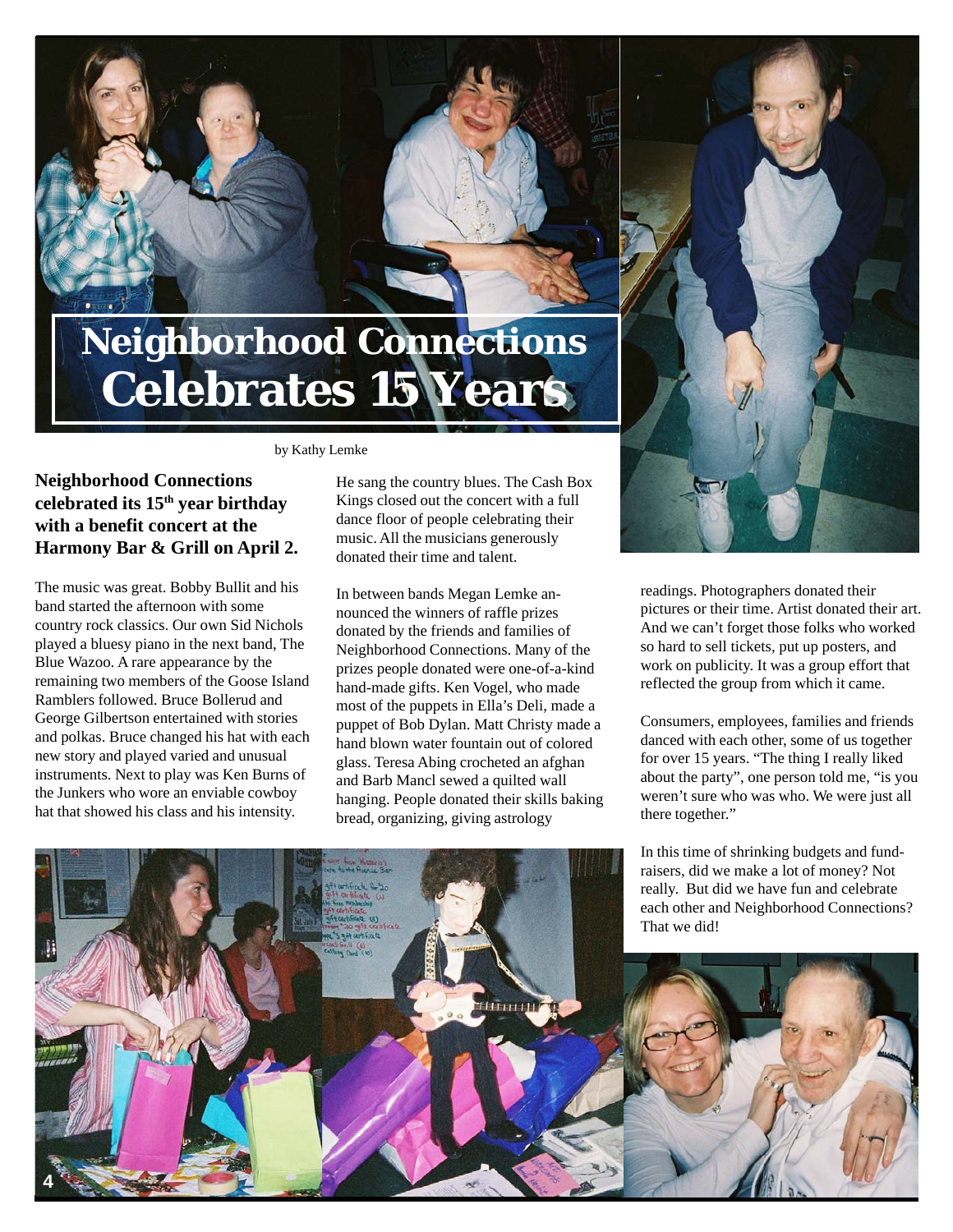# Neighborhood Connections Celebrates 15 Years

by Kathy Lemke

**Neighborhood Connections celebrated its 15th year birthday with a benefit concert at the Harmony Bar & Grill on April 2.**

The music was great. Bobby Bullit and his band started the afternoon with some country rock classics. Our own Sid Nichols played a bluesy piano in the next band, The Blue Wazoo. A rare appearance by the remaining two members of the Goose Island Ramblers followed. Bruce Bollerud and George Gilbertson entertained with stories and polkas. Bruce changed his hat with each new story and played varied and unusual instruments. Next to play was Ken Burns of the Junkers who wore an enviable cowboy hat that showed his class and his intensity. He sang the country blues. The Cash Box Kings closed out the concert with a full dance floor of people celebrating their music. All the musicians generously donated their time and talent.

In between bands Megan Lemke announced the winners of raffle prizes donated by the friends and families of Neighborhood Connections. Many of the prizes people donated were one-of-a-kind hand-made gifts. Ken Vogel, who made most of the puppets in Ella's Deli, made a puppet of Bob Dylan. Matt Christy made a hand blown water fountain out of colored glass. Teresa Abing crocheted an afghan and Barb Mancl sewed a quilted wall hanging. People donated their skills baking bread, organizing, giving astrology readings. Photographers donated their pictures or their time. Artist donated their art. And we can't forget those folks who worked so hard to sell tickets, put up posters, and work on publicity. It was a group effort that reflected the group from which it came.

Consumers, employees, families and friends danced with each other, some of us together for over 15 years. "The thing I really liked about the party", one person told me, "is you weren't sure who was who. We were just all there together."

In this time of shrinking budgets and fundraisers, did we make a lot of money? Not really. But did we have fun and celebrate each other and Neighborhood Connections? That we did!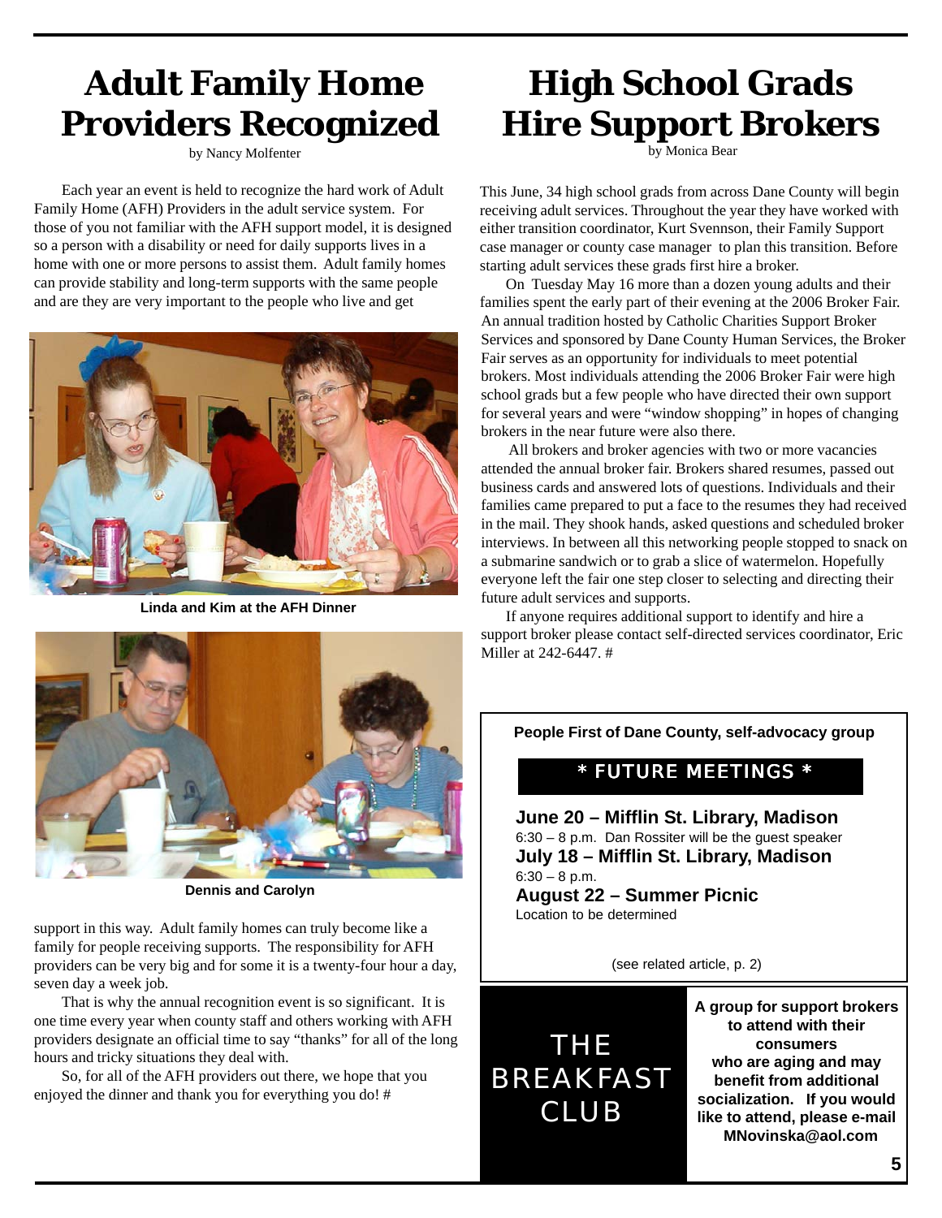# Adult Family Home Providers Recognized

by Nancy Molfenter

Each year an event is held to recognize the hard work of Adult Family Home (AFH) Providers in the adult service system. For those of you not familiar with the AFH support model, it is designed so a person with a disability or need for daily supports lives in a home with one or more persons to assist them. Adult family homes can provide stability and long-term supports with the same people and are they are very important to the people who live and get support in this way. Adult family homes can truly become like a family for people receiving supports. The responsibility for AFH providers can be very big and for some it is a twenty-four hour a day, seven day a week job.

**Linda and Kim at the AFH Dinner**

**Dennis and Carolyn**

That is why the annual recognition event is so significant. It is one time every year when county staff and others working with AFH providers designate an official time to say "thanks" for all of the long hours and tricky situations they deal with.

So, for all of the AFH providers out there, we hope that you enjoyed the dinner and thank you for everything you do! #

# High School Grads Hire Support Brokers

by Monica Bear

This June, 34 high school grads from across Dane County will begin receiving adult services. Throughout the year they have worked with either transition coordinator, Kurt Svennson, their Family Support case manager or county case manager to plan this transition. Before starting adult services these grads first hire a broker.

On Tuesday May 16 more than a dozen young adults and their families spent the early part of their evening at the 2006 Broker Fair. An annual tradition hosted by Catholic Charities Support Broker Services and sponsored by Dane County Human Services, the Broker Fair serves as an opportunity for individuals to meet potential brokers. Most individuals attending the 2006 Broker Fair were high school grads but a few people who have directed their own support for several years and were "window shopping" in hopes of changing brokers in the near future were also there.

All brokers and broker agencies with two or more vacancies attended the annual broker fair. Brokers shared resumes, passed out business cards and answered lots of questions. Individuals and their families came prepared to put a face to the resumes they had received in the mail. They shook hands, asked questions and scheduled broker interviews. In between all this networking people stopped to snack on a submarine sandwich or to grab a slice of watermelon. Hopefully everyone left the fair one step closer to selecting and directing their future adult services and supports.

If anyone requires additional support to identify and hire a support broker please contact self-directed services coordinator, Eric Miller at 242-6447. #

**People First of Dane County, self-advocacy group**

**\* FUTURE MEETINGS \***

**June 20 – Mifflin St. Library, Madison**
6:30 – 8 p.m. Dan Rossiter will be the guest speaker

**July 18 – Mifflin St. Library, Madison**
6:30 – 8 p.m.

**August 22 – Summer Picnic**
Location to be determined

(see related article, p. 2)

**THE BREAKFAST CLUB**

**A group for support brokers to attend with their consumers who are aging and may benefit from additional socialization. If you would like to attend, please e-mail MNovinska@aol.com**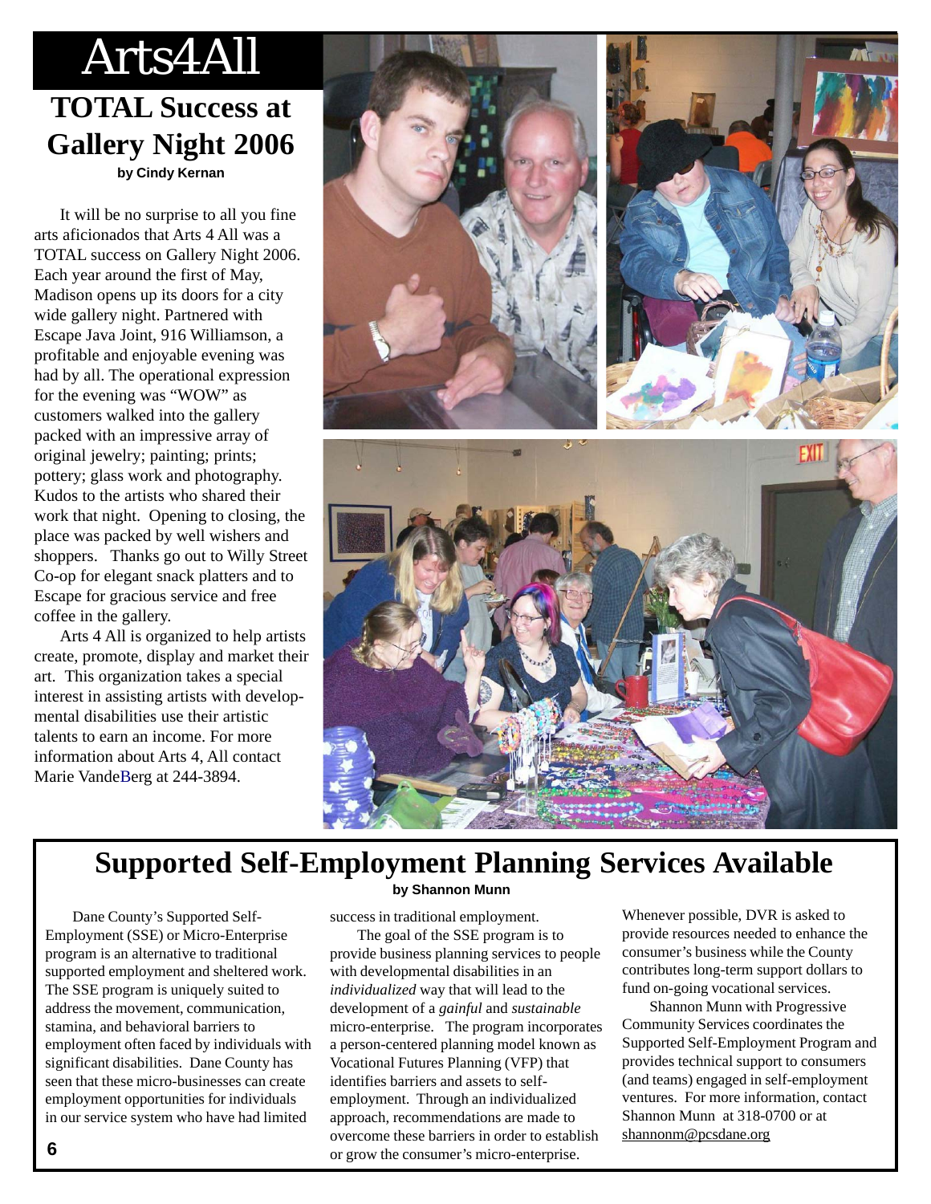# Arts4All

## TOTAL Success at Gallery Night 2006

**by Cindy Kernan**

It will be no surprise to all you fine arts aficionados that Arts 4 All was a TOTAL success on Gallery Night 2006. Each year around the first of May, Madison opens up its doors for a city wide gallery night. Partnered with Escape Java Joint, 916 Williamson, a profitable and enjoyable evening was had by all. The operational expression for the evening was "WOW" as customers walked into the gallery packed with an impressive array of original jewelry; painting; prints; pottery; glass work and photography. Kudos to the artists who shared their work that night. Opening to closing, the place was packed by well wishers and shoppers. Thanks go out to Willy Street Co-op for elegant snack platters and to Escape for gracious service and free coffee in the gallery.

Arts 4 All is organized to help artists create, promote, display and market their art. This organization takes a special interest in assisting artists with developmental disabilities use their artistic talents to earn an income. For more information about Arts 4, All contact Marie VandeBerg at 244-3894.

## Supported Self-Employment Planning Services Available

**by Shannon Munn**

Dane County's Supported Self-Employment (SSE) or Micro-Enterprise program is an alternative to traditional supported employment and sheltered work. The SSE program is uniquely suited to address the movement, communication, stamina, and behavioral barriers to employment often faced by individuals with significant disabilities. Dane County has seen that these micro-businesses can create employment opportunities for individuals in our service system who have had limited success in traditional employment.

The goal of the SSE program is to provide business planning services to people with developmental disabilities in an *individualized* way that will lead to the development of a *gainful* and *sustainable* micro-enterprise. The program incorporates a person-centered planning model known as Vocational Futures Planning (VFP) that identifies barriers and assets to self-employment. Through an individualized approach, recommendations are made to overcome these barriers in order to establish or grow the consumer's micro-enterprise. Whenever possible, DVR is asked to provide resources needed to enhance the consumer's business while the County contributes long-term support dollars to fund on-going vocational services.

Shannon Munn with Progressive Community Services coordinates the Supported Self-Employment Program and provides technical support to consumers (and teams) engaged in self-employment ventures. For more information, contact Shannon Munn at 318-0700 or at shannonm@pcsdane.org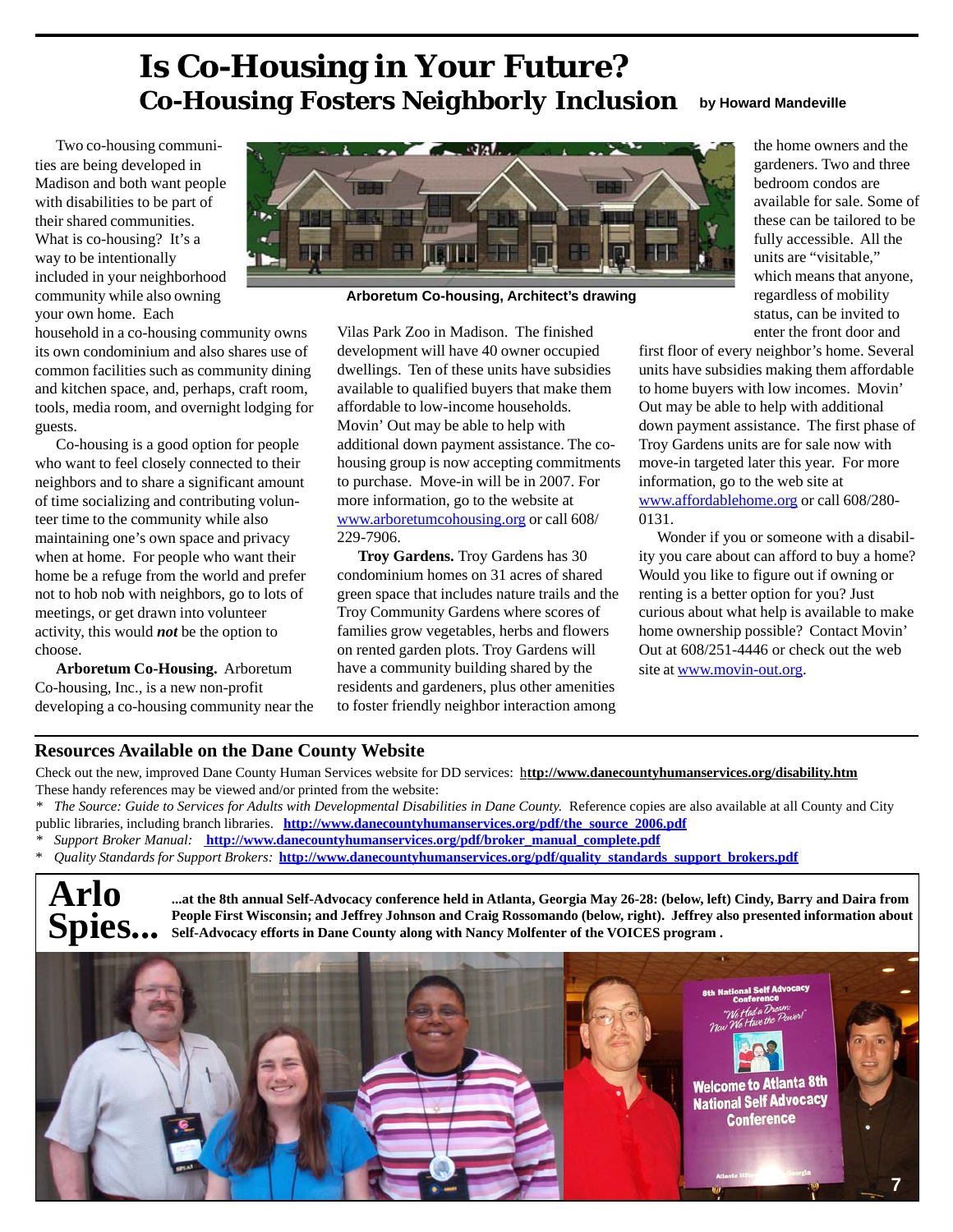# Is Co-Housing in Your Future?

## Co-Housing Fosters Neighborly Inclusion

by Howard Mandeville

Two co-housing communities are being developed in Madison and both want people with disabilities to be part of their shared communities. What is co-housing? It's a way to be intentionally included in your neighborhood community while also owning your own home. Each household in a co-housing community owns its own condominium and also shares use of common facilities such as community dining and kitchen space, and, perhaps, craft room, tools, media room, and overnight lodging for guests.

Co-housing is a good option for people who want to feel closely connected to their neighbors and to share a significant amount of time socializing and contributing volunteer time to the community while also maintaining one's own space and privacy when at home. For people who want their home be a refuge from the world and prefer not to hob nob with neighbors, go to lots of meetings, or get drawn into volunteer activity, this would ***not*** be the option to choose.

**Arboretum Co-Housing.** Arboretum Co-housing, Inc., is a new non-profit developing a co-housing community near the Vilas Park Zoo in Madison. The finished development will have 40 owner occupied dwellings. Ten of these units have subsidies available to qualified buyers that make them affordable to low-income households. Movin' Out may be able to help with additional down payment assistance. The co-housing group is now accepting commitments to purchase. Move-in will be in 2007. For more information, go to the website at www.arboretumcohousing.org or call 608/229-7906.

Arboretum Co-housing, Architect's drawing

**Troy Gardens.** Troy Gardens has 30 condominium homes on 31 acres of shared green space that includes nature trails and the Troy Community Gardens where scores of families grow vegetables, herbs and flowers on rented garden plots. Troy Gardens will have a community building shared by the residents and gardeners, plus other amenities to foster friendly neighbor interaction among the home owners and the gardeners. Two and three bedroom condos are available for sale. Some of these can be tailored to be fully accessible. All the units are "visitable," which means that anyone, regardless of mobility status, can be invited to enter the front door and first floor of every neighbor's home. Several units have subsidies making them affordable to home buyers with low incomes. Movin' Out may be able to help with additional down payment assistance. The first phase of Troy Gardens units are for sale now with move-in targeted later this year. For more information, go to the web site at www.affordablehome.org or call 608/280-0131.

Wonder if you or someone with a disability you care about can afford to buy a home? Would you like to figure out if owning or renting is a better option for you? Just curious about what help is available to make home ownership possible? Contact Movin' Out at 608/251-4446 or check out the web site at www.movin-out.org.

## Resources Available on the Dane County Website

Check out the new, improved Dane County Human Services website for DD services: **http://www.danecountyhumanservices.org/disability.htm**
These handy references may be viewed and/or printed from the website:

* *The Source: Guide to Services for Adults with Developmental Disabilities in Dane County.* Reference copies are also available at all County and City public libraries, including branch libraries. **http://www.danecountyhumanservices.org/pdf/the_source_2006.pdf**
* *Support Broker Manual:* **http://www.danecountyhumanservices.org/pdf/broker_manual_complete.pdf**
* *Quality Standards for Support Brokers:* **http://www.danecountyhumanservices.org/pdf/quality_standards_support_brokers.pdf**

## Arlo Spies...

**...at the 8th annual Self-Advocacy conference held in Atlanta, Georgia May 26-28: (below, left) Cindy, Barry and Daira from People First Wisconsin; and Jeffrey Johnson and Craig Rossomando (below, right). Jeffrey also presented information about Self-Advocacy efforts in Dane County along with Nancy Molfenter of the VOICES program .**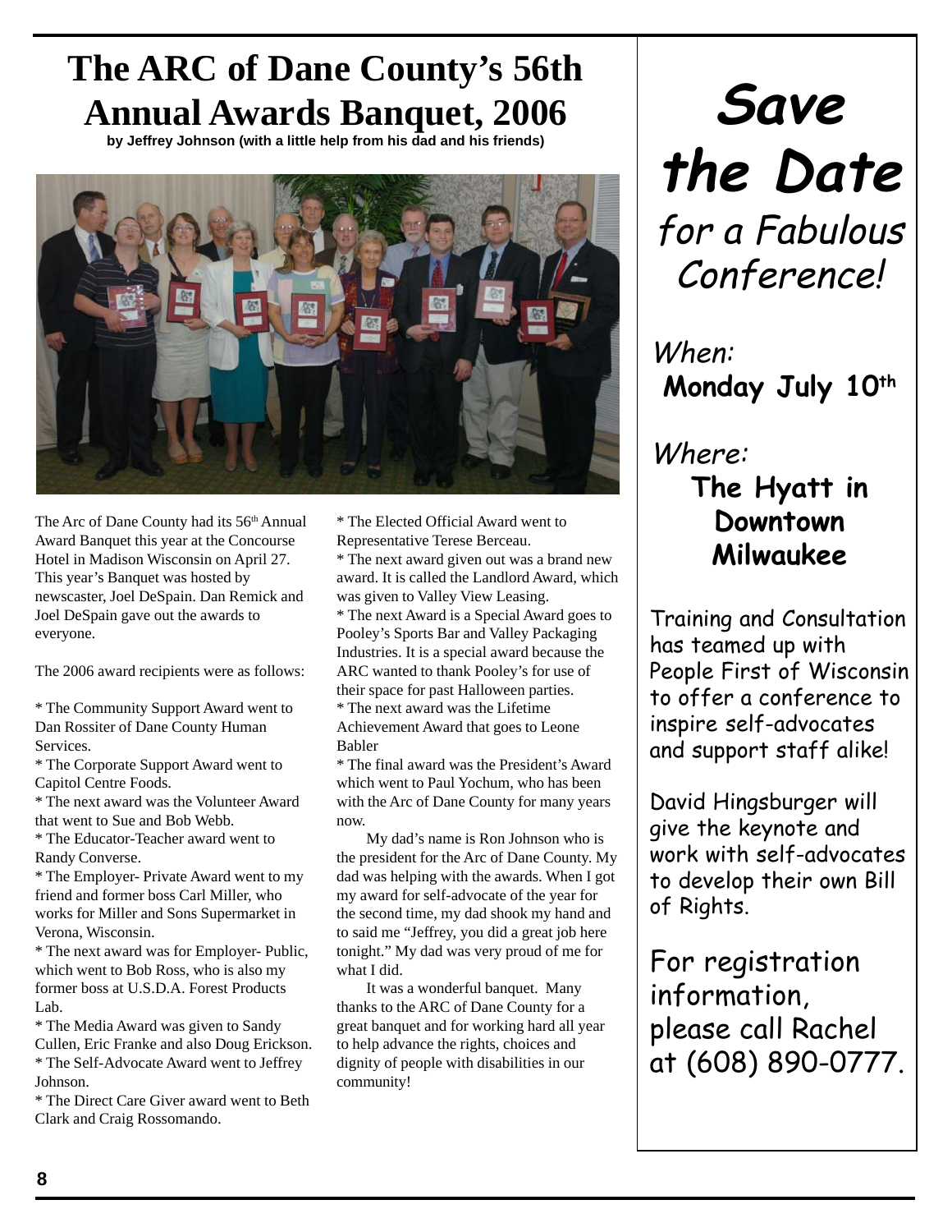# The ARC of Dane County's 56th Annual Awards Banquet, 2006

**by Jeffrey Johnson (with a little help from his dad and his friends)**

The Arc of Dane County had its 56th Annual Award Banquet this year at the Concourse Hotel in Madison Wisconsin on April 27. This year's Banquet was hosted by newscaster, Joel DeSpain. Dan Remick and Joel DeSpain gave out the awards to everyone.

The 2006 award recipients were as follows:

* The Community Support Award went to Dan Rossiter of Dane County Human Services.
* The Corporate Support Award went to Capitol Centre Foods.
* The next award was the Volunteer Award that went to Sue and Bob Webb.
* The Educator-Teacher award went to Randy Converse.
* The Employer- Private Award went to my friend and former boss Carl Miller, who works for Miller and Sons Supermarket in Verona, Wisconsin.
* The next award was for Employer- Public, which went to Bob Ross, who is also my former boss at U.S.D.A. Forest Products Lab.
* The Media Award was given to Sandy Cullen, Eric Franke and also Doug Erickson.
* The Self-Advocate Award went to Jeffrey Johnson.
* The Direct Care Giver award went to Beth Clark and Craig Rossomando.
* The Elected Official Award went to Representative Terese Berceau.
* The next award given out was a brand new award. It is called the Landlord Award, which was given to Valley View Leasing.
* The next Award is a Special Award goes to Pooley's Sports Bar and Valley Packaging Industries. It is a special award because the ARC wanted to thank Pooley's for use of their space for past Halloween parties.
* The next award was the Lifetime Achievement Award that goes to Leone Babler
* The final award was the President's Award which went to Paul Yochum, who has been with the Arc of Dane County for many years now.

My dad's name is Ron Johnson who is the president for the Arc of Dane County. My dad was helping with the awards. When I got my award for self-advocate of the year for the second time, my dad shook my hand and to said me "Jeffrey, you did a great job here tonight." My dad was very proud of me for what I did.

It was a wonderful banquet. Many thanks to the ARC of Dane County for a great banquet and for working hard all year to help advance the rights, choices and dignity of people with disabilities in our community!

# *Save the Date*

*for a Fabulous Conference!*

*When:*
**Monday July 10th**

*Where:*
**The Hyatt in Downtown Milwaukee**

Training and Consultation has teamed up with People First of Wisconsin to offer a conference to inspire self-advocates and support staff alike!

David Hingsburger will give the keynote and work with self-advocates to develop their own Bill of Rights.

For registration information, please call Rachel at (608) 890-0777.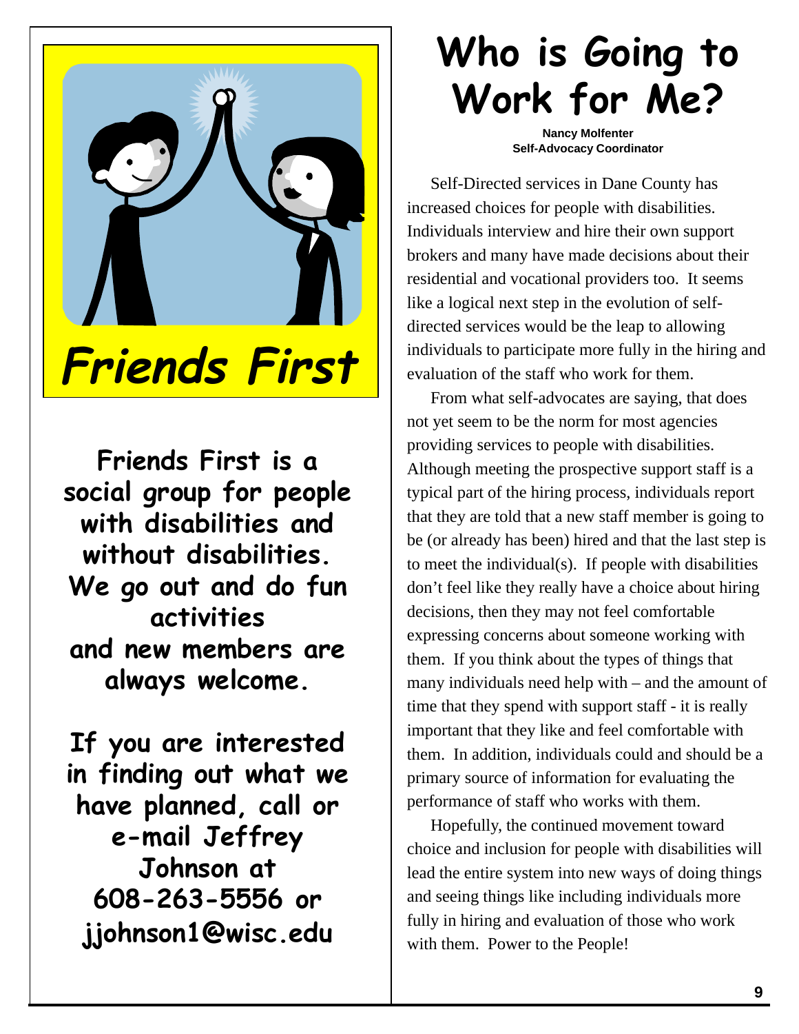# Friends First

**Friends First is a social group for people with disabilities and without disabilities. We go out and do fun activities and new members are always welcome.**

**If you are interested in finding out what we have planned, call or e-mail Jeffrey Johnson at 608-263-5556 or jjohnson1@wisc.edu**

# Who is Going to Work for Me?

**Nancy Molfenter**
**Self-Advocacy Coordinator**

Self-Directed services in Dane County has increased choices for people with disabilities. Individuals interview and hire their own support brokers and many have made decisions about their residential and vocational providers too. It seems like a logical next step in the evolution of self-directed services would be the leap to allowing individuals to participate more fully in the hiring and evaluation of the staff who work for them.

From what self-advocates are saying, that does not yet seem to be the norm for most agencies providing services to people with disabilities. Although meeting the prospective support staff is a typical part of the hiring process, individuals report that they are told that a new staff member is going to be (or already has been) hired and that the last step is to meet the individual(s). If people with disabilities don't feel like they really have a choice about hiring decisions, then they may not feel comfortable expressing concerns about someone working with them. If you think about the types of things that many individuals need help with – and the amount of time that they spend with support staff - it is really important that they like and feel comfortable with them. In addition, individuals could and should be a primary source of information for evaluating the performance of staff who works with them.

Hopefully, the continued movement toward choice and inclusion for people with disabilities will lead the entire system into new ways of doing things and seeing things like including individuals more fully in hiring and evaluation of those who work with them. Power to the People!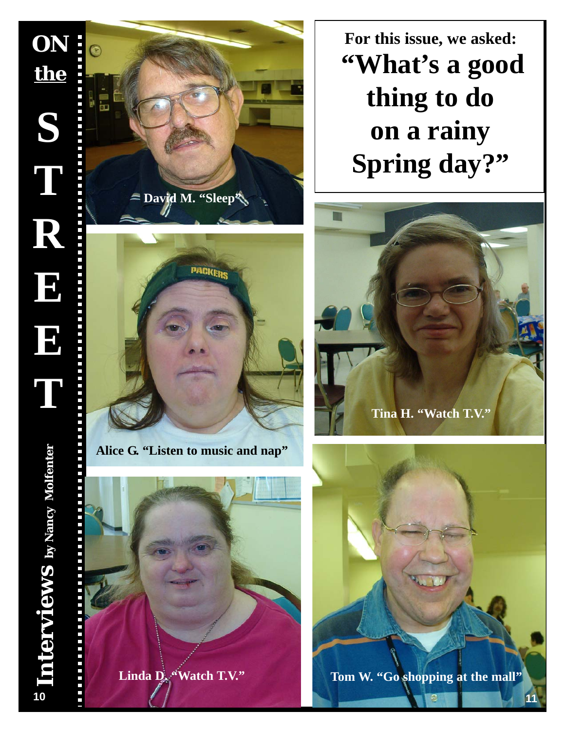# ON the STREET

## Interviews by Nancy Molfenter

For this issue, we asked:

**"What's a good thing to do on a rainy Spring day?"**

David M. "Sleep"

Alice G. "Listen to music and nap"

Linda D. "Watch T.V."

Tina H. "Watch T.V."

Tom W. "Go shopping at the mall"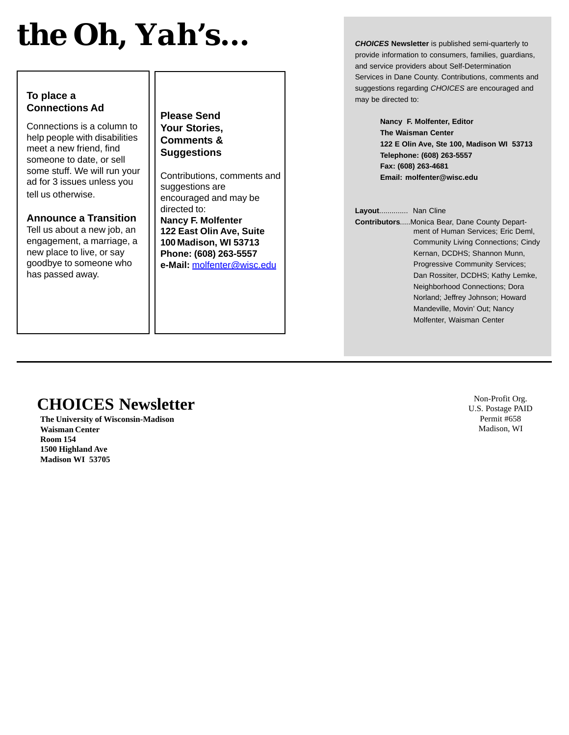# the Oh, Yah's...

### To place a Connections Ad

Connections is a column to help people with disabilities meet a new friend, find someone to date, or sell some stuff. We will run your ad for 3 issues unless you tell us otherwise.

### Announce a Transition

Tell us about a new job, an engagement, a marriage, a new place to live, or say goodbye to someone who has passed away.

### Please Send Your Stories, Comments & Suggestions

Contributions, comments and suggestions are encouraged and may be directed to:

**Nancy F. Molfenter**
**122 East Olin Ave, Suite 100 Madison, WI 53713**
**Phone: (608) 263-5557**
**e-Mail:** molfenter@wisc.edu

***CHOICES* Newsletter** is published semi-quarterly to provide information to consumers, families, guardians, and service providers about Self-Determination Services in Dane County. Contributions, comments and suggestions regarding *CHOICES* are encouraged and may be directed to:

**Nancy F. Molfenter, Editor**
**The Waisman Center**
**122 E Olin Ave, Ste 100, Madison WI 53713**
**Telephone: (608) 263-5557**
**Fax: (608) 263-4681**
**Email: molfenter@wisc.edu**

**Layout**............. Nan Cline

**Contributors**.....Monica Bear, Dane County Department of Human Services; Eric Deml, Community Living Connections; Cindy Kernan, DCDHS; Shannon Munn, Progressive Community Services; Dan Rossiter, DCDHS; Kathy Lemke, Neighborhood Connections; Dora Norland; Jeffrey Johnson; Howard Mandeville, Movin' Out; Nancy Molfenter, Waisman Center

---

## CHOICES Newsletter

**The University of Wisconsin-Madison**
**Waisman Center**
**Room 154**
**1500 Highland Ave**
**Madison WI 53705**

Non-Profit Org.
U.S. Postage PAID
Permit #658
Madison, WI